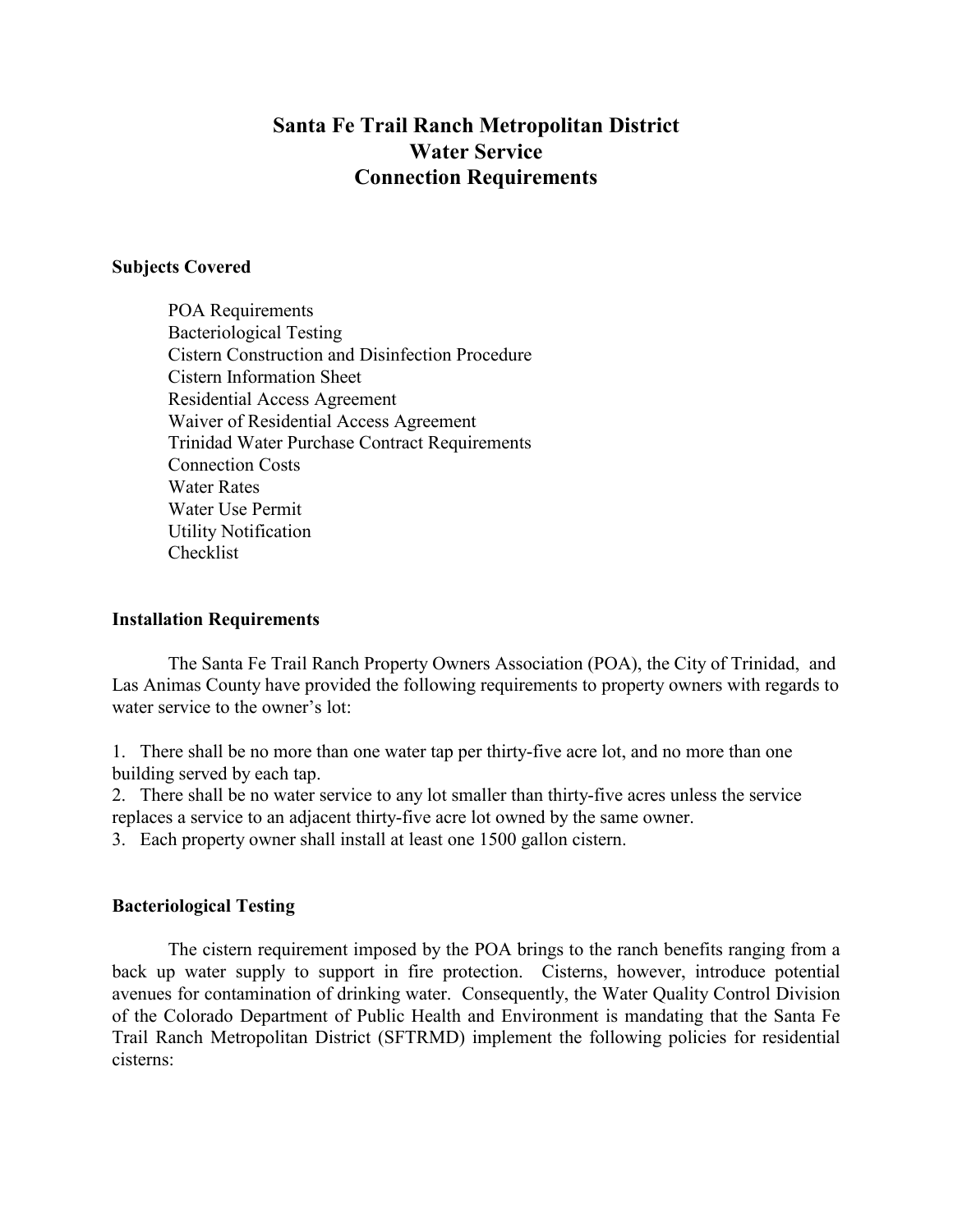# Santa Fe Trail Ranch Metropolitan District
# Water Service
# Connection Requirements

## Subjects Covered

- POA Requirements
- Bacteriological Testing
- Cistern Construction and Disinfection Procedure
- Cistern Information Sheet
- Residential Access Agreement
- Waiver of Residential Access Agreement
- Trinidad Water Purchase Contract Requirements
- Connection Costs
- Water Rates
- Water Use Permit
- Utility Notification
- Checklist

## Installation Requirements

The Santa Fe Trail Ranch Property Owners Association (POA), the City of Trinidad, and Las Animas County have provided the following requirements to property owners with regards to water service to the owner's lot:

1. There shall be no more than one water tap per thirty-five acre lot, and no more than one building served by each tap.
2. There shall be no water service to any lot smaller than thirty-five acres unless the service replaces a service to an adjacent thirty-five acre lot owned by the same owner.
3. Each property owner shall install at least one 1500 gallon cistern.

## Bacteriological Testing

The cistern requirement imposed by the POA brings to the ranch benefits ranging from a back up water supply to support in fire protection. Cisterns, however, introduce potential avenues for contamination of drinking water. Consequently, the Water Quality Control Division of the Colorado Department of Public Health and Environment is mandating that the Santa Fe Trail Ranch Metropolitan District (SFTRMD) implement the following policies for residential cisterns: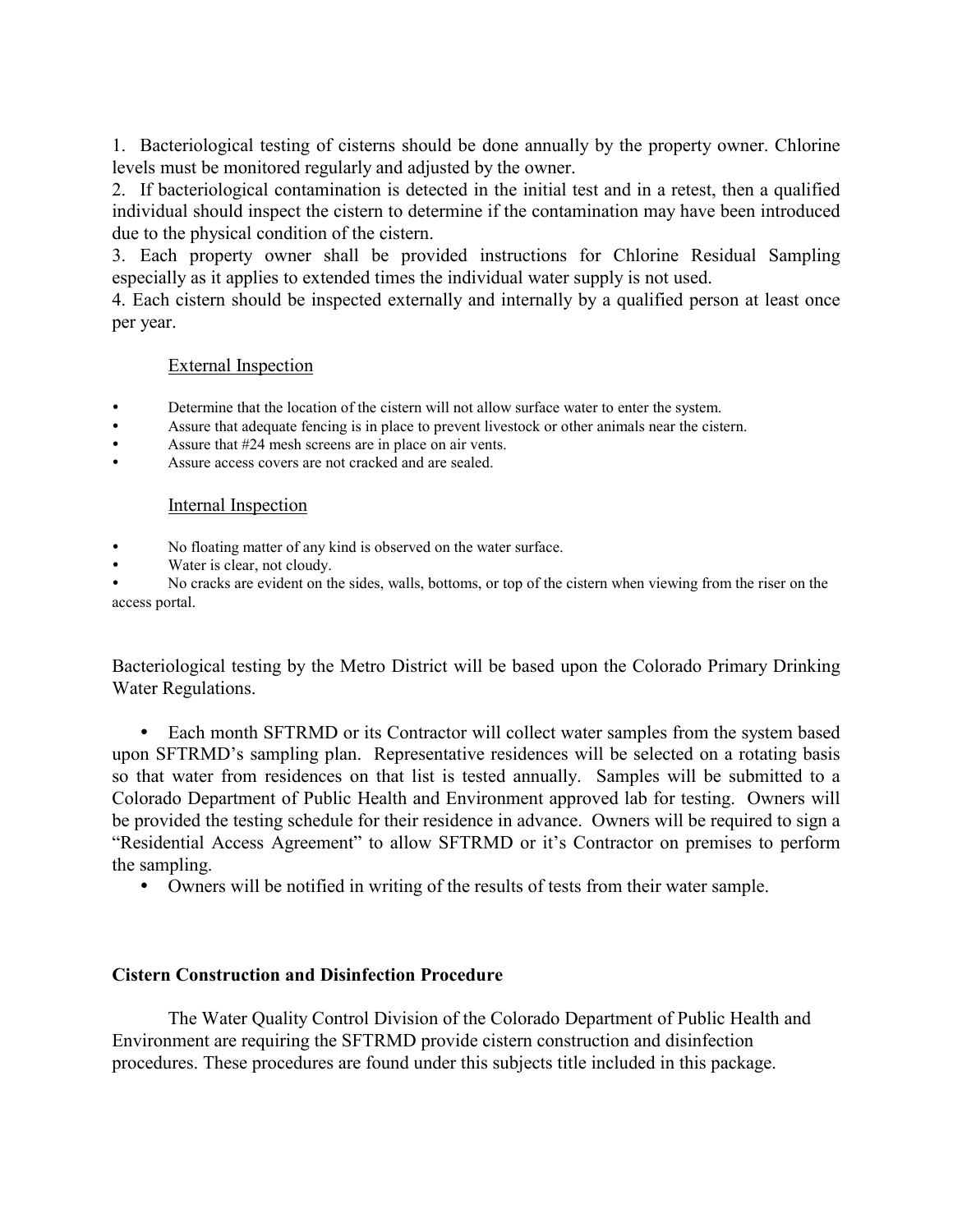1. Bacteriological testing of cisterns should be done annually by the property owner. Chlorine levels must be monitored regularly and adjusted by the owner.
2. If bacteriological contamination is detected in the initial test and in a retest, then a qualified individual should inspect the cistern to determine if the contamination may have been introduced due to the physical condition of the cistern.
3. Each property owner shall be provided instructions for Chlorine Residual Sampling especially as it applies to extended times the individual water supply is not used.
4. Each cistern should be inspected externally and internally by a qualified person at least once per year.

External Inspection

- Determine that the location of the cistern will not allow surface water to enter the system.
- Assure that adequate fencing is in place to prevent livestock or other animals near the cistern.
- Assure that #24 mesh screens are in place on air vents.
- Assure access covers are not cracked and are sealed.

Internal Inspection

- No floating matter of any kind is observed on the water surface.
- Water is clear, not cloudy.
- No cracks are evident on the sides, walls, bottoms, or top of the cistern when viewing from the riser on the access portal.

Bacteriological testing by the Metro District will be based upon the Colorado Primary Drinking Water Regulations.

- Each month SFTRMD or its Contractor will collect water samples from the system based upon SFTRMD's sampling plan. Representative residences will be selected on a rotating basis so that water from residences on that list is tested annually. Samples will be submitted to a Colorado Department of Public Health and Environment approved lab for testing. Owners will be provided the testing schedule for their residence in advance. Owners will be required to sign a "Residential Access Agreement" to allow SFTRMD or it's Contractor on premises to perform the sampling.
- Owners will be notified in writing of the results of tests from their water sample.

**Cistern Construction and Disinfection Procedure**

The Water Quality Control Division of the Colorado Department of Public Health and Environment are requiring the SFTRMD provide cistern construction and disinfection procedures. These procedures are found under this subjects title included in this package.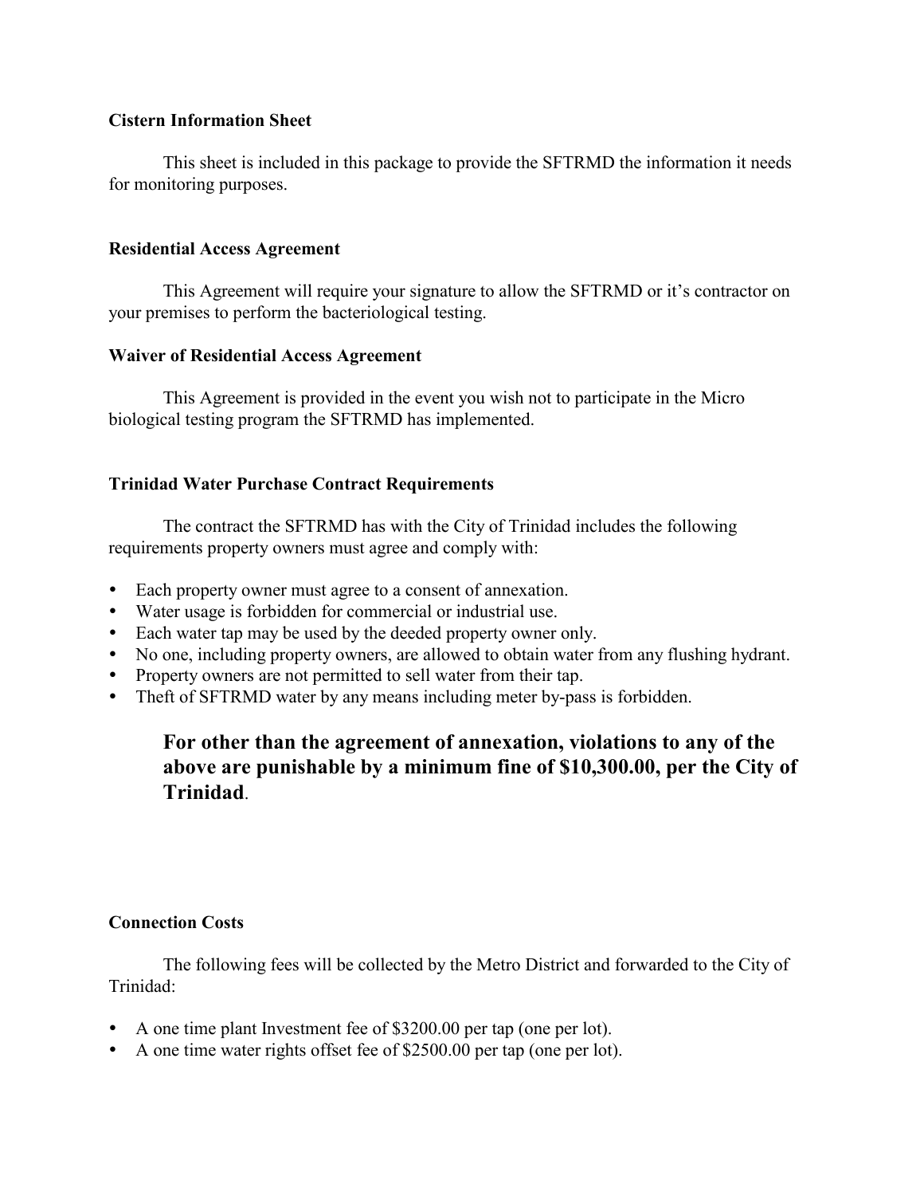**Cistern Information Sheet**

This sheet is included in this package to provide the SFTRMD the information it needs for monitoring purposes.

**Residential Access Agreement**

This Agreement will require your signature to allow the SFTRMD or it's contractor on your premises to perform the bacteriological testing.

**Waiver of Residential Access Agreement**

This Agreement is provided in the event you wish not to participate in the Micro biological testing program the SFTRMD has implemented.

**Trinidad Water Purchase Contract Requirements**

The contract the SFTRMD has with the City of Trinidad includes the following requirements property owners must agree and comply with:

- Each property owner must agree to a consent of annexation.
- Water usage is forbidden for commercial or industrial use.
- Each water tap may be used by the deeded property owner only.
- No one, including property owners, are allowed to obtain water from any flushing hydrant.
- Property owners are not permitted to sell water from their tap.
- Theft of SFTRMD water by any means including meter by-pass is forbidden.

**For other than the agreement of annexation, violations to any of the above are punishable by a minimum fine of $10,300.00, per the City of Trinidad**.

**Connection Costs**

The following fees will be collected by the Metro District and forwarded to the City of Trinidad:

- A one time plant Investment fee of $3200.00 per tap (one per lot).
- A one time water rights offset fee of $2500.00 per tap (one per lot).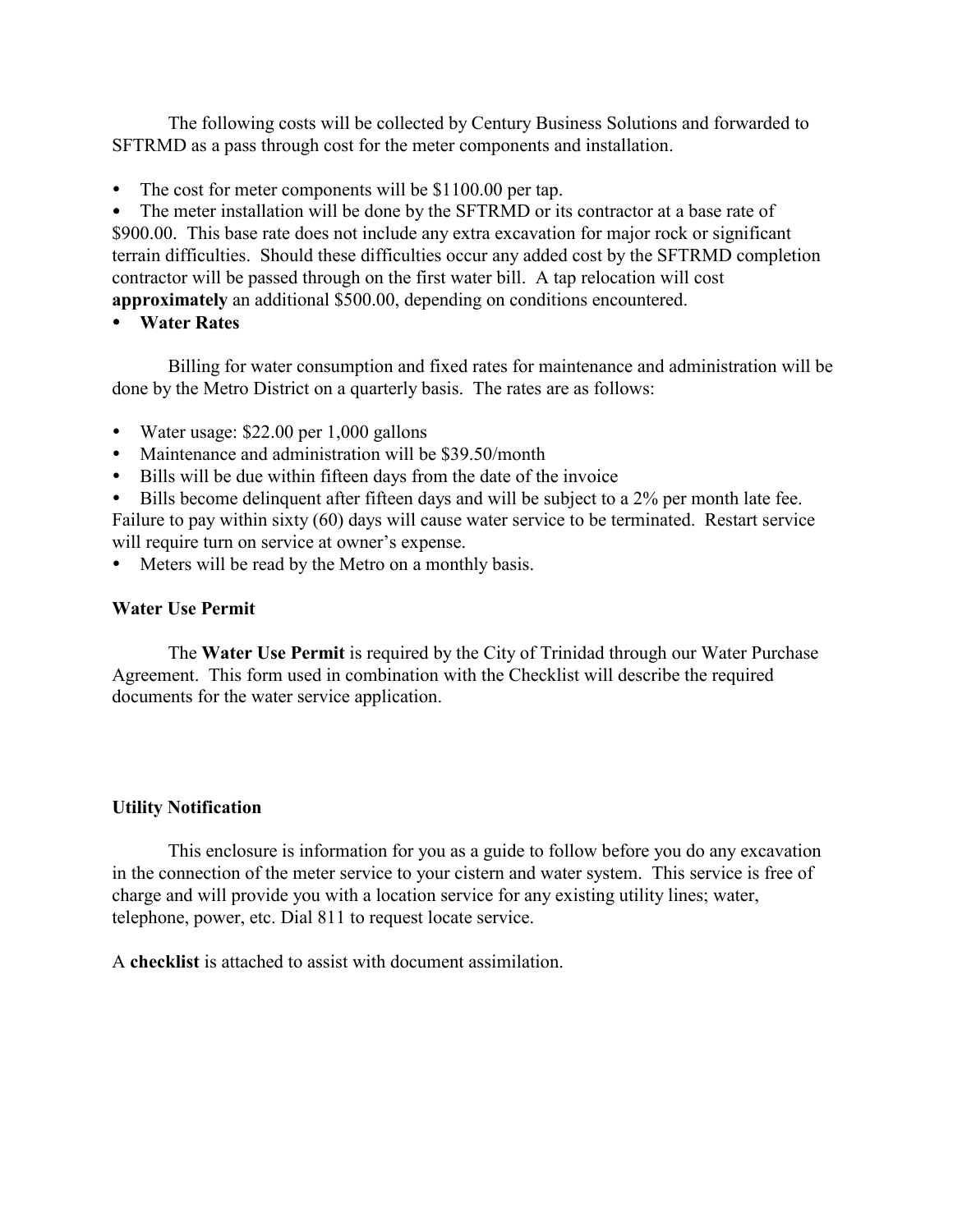The following costs will be collected by Century Business Solutions and forwarded to SFTRMD as a pass through cost for the meter components and installation.

- The cost for meter components will be $1100.00 per tap.
- The meter installation will be done by the SFTRMD or its contractor at a base rate of $900.00. This base rate does not include any extra excavation for major rock or significant terrain difficulties. Should these difficulties occur any added cost by the SFTRMD completion contractor will be passed through on the first water bill. A tap relocation will cost **approximately** an additional $500.00, depending on conditions encountered.
- **Water Rates**

Billing for water consumption and fixed rates for maintenance and administration will be done by the Metro District on a quarterly basis. The rates are as follows:

- Water usage: $22.00 per 1,000 gallons
- Maintenance and administration will be $39.50/month
- Bills will be due within fifteen days from the date of the invoice
- Bills become delinquent after fifteen days and will be subject to a 2% per month late fee. Failure to pay within sixty (60) days will cause water service to be terminated. Restart service will require turn on service at owner's expense.
- Meters will be read by the Metro on a monthly basis.

**Water Use Permit**

The **Water Use Permit** is required by the City of Trinidad through our Water Purchase Agreement. This form used in combination with the Checklist will describe the required documents for the water service application.

**Utility Notification**

This enclosure is information for you as a guide to follow before you do any excavation in the connection of the meter service to your cistern and water system. This service is free of charge and will provide you with a location service for any existing utility lines; water, telephone, power, etc. Dial 811 to request locate service.

A **checklist** is attached to assist with document assimilation.